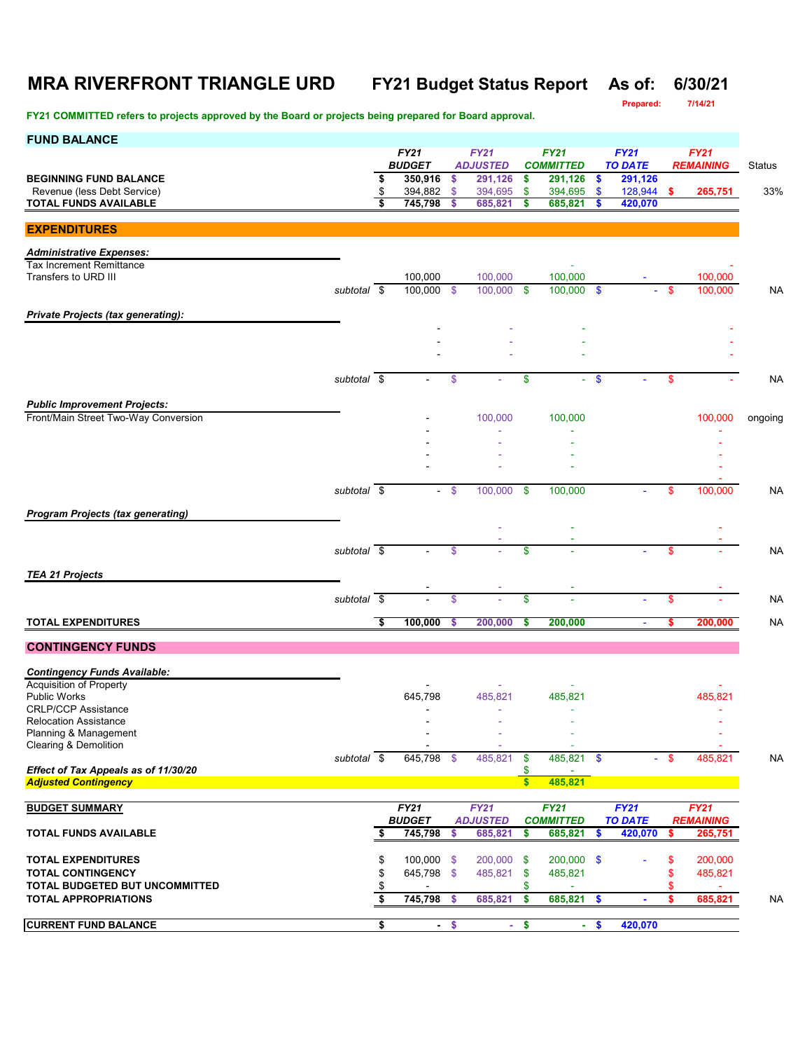# MRA RIVERFRONT TRIANGLE URD  FY21 Budget Status Report  As of: 6/30/21

Prepared: 7/14/21

**FY21 COMMITTED refers to projects approved by the Board or projects being prepared for Board approval.**

## FUND BALANCE

| | | FY21 BUDGET | FY21 ADJUSTED | FY21 COMMITTED | FY21 TO DATE | FY21 REMAINING | Status |
|---|---|---|---|---|---|---|---|
| **BEGINNING FUND BALANCE** | | $ 350,916 | $ 291,126 | $ 291,126 | $ 291,126 | | |
| Revenue (less Debt Service) | | $ 394,882 | $ 394,695 | $ 394,695 | $ 128,944 | $ 265,751 | 33% |
| **TOTAL FUNDS AVAILABLE** | | $ 745,798 | $ 685,821 | $ 685,821 | $ 420,070 | | |

## EXPENDITURES

| | | FY21 BUDGET | FY21 ADJUSTED | FY21 COMMITTED | FY21 TO DATE | FY21 REMAINING | Status |
|---|---|---|---|---|---|---|---|
| ***Administrative Expenses:*** | | | | | | | |
| Tax Increment Remittance | | | | - | | - | |
| Transfers to URD III | | 100,000 | 100,000 | 100,000 | - | 100,000 | |
| | *subtotal* | $ 100,000 | $ 100,000 | $ 100,000 | $ - | $ 100,000 | NA |
| ***Private Projects (tax generating):*** | | | | | | | |
| | | - | - | - | | - | |
| | | - | - | - | | - | |
| | | - | - | - | | - | |
| | *subtotal* | $ - | $ - | $ - | $ - | $ - | NA |
| ***Public Improvement Projects:*** | | | | | | | |
| Front/Main Street Two-Way Conversion | | - | 100,000 | 100,000 | | 100,000 | ongoing |
| | | - | - | - | | - | |
| | | - | - | - | | - | |
| | | - | - | - | | - | |
| | | - | - | - | | - | |
| | | | | | | - | |
| | *subtotal* | $ - | $ 100,000 | $ 100,000 | - | $ 100,000 | NA |
| ***Program Projects (tax generating)*** | | | | | | | |
| | | | - | - | | - | |
| | | | - | - | | - | |
| | *subtotal* | $ - | $ - | $ - | - | $ - | NA |
| ***TEA 21 Projects*** | | | | | | | |
| | | - | - | - | | - | |
| | *subtotal* | $ - | $ - | $ - | - | $ - | NA |
| **TOTAL EXPENDITURES** | | $ 100,000 | $ 200,000 | $ 200,000 | - | $ 200,000 | NA |

## CONTINGENCY FUNDS

| | | FY21 BUDGET | FY21 ADJUSTED | FY21 COMMITTED | FY21 TO DATE | FY21 REMAINING | Status |
|---|---|---|---|---|---|---|---|
| ***Contingency Funds Available:*** | | | | | | | |
| Acquisition of Property | | - | - | - | | - | |
| Public Works | | 645,798 | 485,821 | 485,821 | | 485,821 | |
| CRLP/CCP Assistance | | - | - | - | | - | |
| Relocation Assistance | | - | - | - | | - | |
| Planning & Management | | - | - | - | | - | |
| Clearing & Demolition | | - | - | - | | - | |
| | *subtotal* | $ 645,798 | $ 485,821 | $ 485,821 | $ - | $ 485,821 | NA |
| ***Effect of Tax Appeals as of 11/30/20*** | | | | $ - | | | |
| ***Adjusted Contingency*** | | | | $ 485,821 | | | |

## BUDGET SUMMARY

| | FY21 BUDGET | FY21 ADJUSTED | FY21 COMMITTED | FY21 TO DATE | FY21 REMAINING | Status |
|---|---|---|---|---|---|---|
| **TOTAL FUNDS AVAILABLE** | $ 745,798 | $ 685,821 | $ 685,821 | $ 420,070 | $ 265,751 | |
| **TOTAL EXPENDITURES** | $ 100,000 | $ 200,000 | $ 200,000 | $ - | $ 200,000 | |
| **TOTAL CONTINGENCY** | $ 645,798 | $ 485,821 | $ 485,821 | | $ 485,821 | |
| **TOTAL BUDGETED BUT UNCOMMITTED** | $ - | | $ - | | $ - | |
| **TOTAL APPROPRIATIONS** | $ 745,798 | $ 685,821 | $ 685,821 | $ - | $ 685,821 | NA |
| **CURRENT FUND BALANCE** | $ - | $ - | $ - | $ 420,070 | | |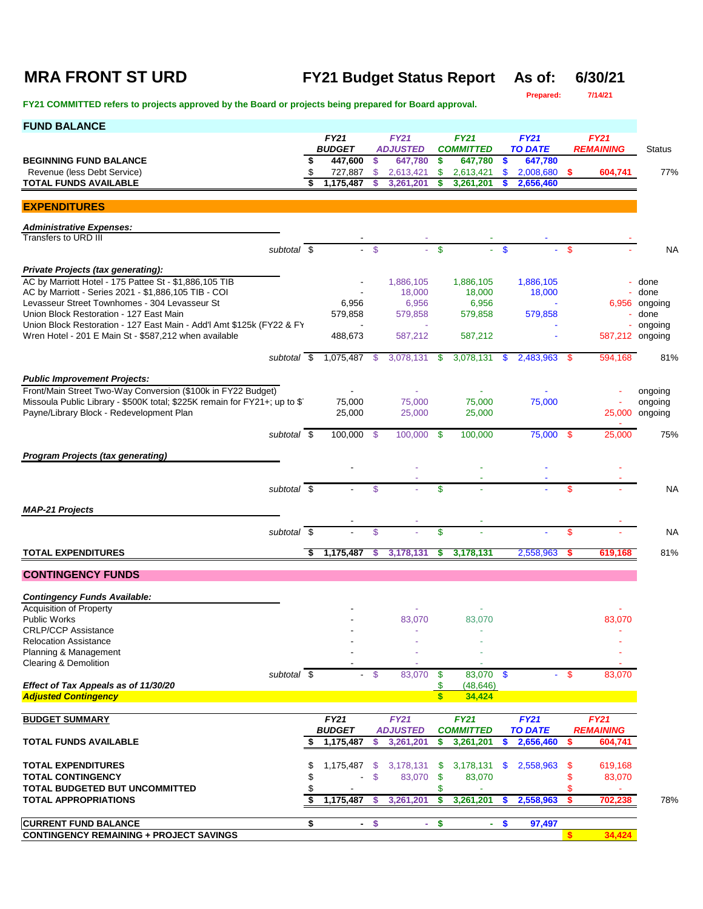# MRA FRONT ST URD

## FY21 Budget Status Report As of: 6/30/21

Prepared: 7/14/21

**FY21 COMMITTED refers to projects approved by the Board or projects being prepared for Board approval.**

## FUND BALANCE

| | FY21 BUDGET | FY21 ADJUSTED | FY21 COMMITTED | FY21 TO DATE | FY21 REMAINING | Status |
|---|---|---|---|---|---|---|
| **BEGINNING FUND BALANCE** | $ 447,600 | $ 647,780 | $ 647,780 | $ 647,780 | | |
| Revenue (less Debt Service) | $ 727,887 | $ 2,613,421 | $ 2,613,421 | $ 2,008,680 | $ 604,741 | 77% |
| **TOTAL FUNDS AVAILABLE** | $ 1,175,487 | $ 3,261,201 | $ 3,261,201 | $ 2,656,460 | | |

## EXPENDITURES

| | FY21 BUDGET | FY21 ADJUSTED | FY21 COMMITTED | FY21 TO DATE | FY21 REMAINING | Status |
|---|---|---|---|---|---|---|
| ***Administrative Expenses:*** | | | | | | |
| Transfers to URD III | - | - | - | - | - | |
| *subtotal* | $ - | $ - | $ - | $ - | $ - | NA |
| ***Private Projects (tax generating):*** | | | | | | |
| AC by Marriott Hotel - 175 Pattee St - $1,886,105 TIB | - | 1,886,105 | 1,886,105 | 1,886,105 | - | done |
| AC by Marriott - Series 2021 - $1,886,105 TIB - COI | - | 18,000 | 18,000 | 18,000 | - | done |
| Levasseur Street Townhomes - 304 Levasseur St | 6,956 | 6,956 | 6,956 | - | 6,956 | ongoing |
| Union Block Restoration - 127 East Main | 579,858 | 579,858 | 579,858 | 579,858 | - | done |
| Union Block Restoration - 127 East Main - Add'l Amt $125k (FY22 & FY | - | - | - | - | - | ongoing |
| Wren Hotel - 201 E Main St - $587,212 when available | 488,673 | 587,212 | 587,212 | - | 587,212 | ongoing |
| *subtotal* | $ 1,075,487 | $ 3,078,131 | $ 3,078,131 | $ 2,483,963 | $ 594,168 | 81% |
| ***Public Improvement Projects:*** | | | | | | |
| Front/Main Street Two-Way Conversion ($100k in FY22 Budget) | - | - | - | - | - | ongoing |
| Missoula Public Library - $500K total; $225K remain for FY21+; up to $ | 75,000 | 75,000 | 75,000 | 75,000 | - | ongoing |
| Payne/Library Block - Redevelopment Plan | 25,000 | 25,000 | 25,000 | | 25,000 | ongoing |
| *subtotal* | $ 100,000 | $ 100,000 | $ 100,000 | 75,000 | $ 25,000 | 75% |
| ***Program Projects (tax generating)*** | | | | | | |
| | - | - | - | - | - | |
| *subtotal* | $ - | $ - | $ - | - | $ - | NA |
| ***MAP-21 Projects*** | | | | | | |
| | - | - | - | | - | |
| *subtotal* | $ - | $ - | $ - | - | $ - | NA |
| **TOTAL EXPENDITURES** | $ 1,175,487 | $ 3,178,131 | $ 3,178,131 | 2,558,963 | $ 619,168 | 81% |

## CONTINGENCY FUNDS

| | FY21 BUDGET | FY21 ADJUSTED | FY21 COMMITTED | FY21 TO DATE | FY21 REMAINING |
|---|---|---|---|---|---|
| ***Contingency Funds Available:*** | | | | | |
| Acquisition of Property | - | - | - | | - |
| Public Works | - | 83,070 | 83,070 | | 83,070 |
| CRLP/CCP Assistance | - | - | - | | - |
| Relocation Assistance | - | - | - | | - |
| Planning & Management | - | - | - | | - |
| Clearing & Demolition | - | - | - | | - |
| *subtotal* | $ - | $ 83,070 | $ 83,070 | $ - | $ 83,070 |
| ***Effect of Tax Appeals as of 11/30/20*** | | | $ (48,646) | | |
| ***Adjusted Contingency*** | | | $ 34,424 | | |

## BUDGET SUMMARY

| | FY21 BUDGET | FY21 ADJUSTED | FY21 COMMITTED | FY21 TO DATE | FY21 REMAINING | |
|---|---|---|---|---|---|---|
| **TOTAL FUNDS AVAILABLE** | $ 1,175,487 | $ 3,261,201 | $ 3,261,201 | $ 2,656,460 | $ 604,741 | |
| **TOTAL EXPENDITURES** | $ 1,175,487 | $ 3,178,131 | $ 3,178,131 | $ 2,558,963 | $ 619,168 | |
| **TOTAL CONTINGENCY** | $ - | $ 83,070 | $ 83,070 | | $ 83,070 | |
| **TOTAL BUDGETED BUT UNCOMMITTED** | $ - | | $ - | | $ - | |
| **TOTAL APPROPRIATIONS** | $ 1,175,487 | $ 3,261,201 | $ 3,261,201 | $ 2,558,963 | $ 702,238 | 78% |
| **CURRENT FUND BALANCE** | $ - | $ - | $ - | $ 97,497 | | |
| **CONTINGENCY REMAINING + PROJECT SAVINGS** | | | | | $ 34,424 | |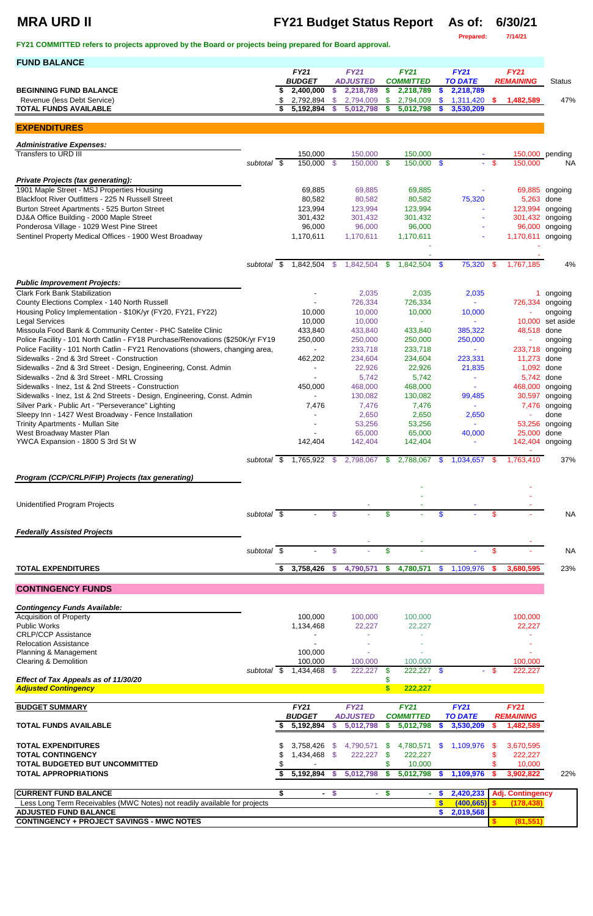# MRA URD II

## FY21 Budget Status Report  As of: 6/30/21

Prepared: 7/14/21

**FY21 COMMITTED refers to projects approved by the Board or projects being prepared for Board approval.**

## FUND BALANCE

| | FY21 BUDGET | FY21 ADJUSTED | FY21 COMMITTED | FY21 TO DATE | FY21 REMAINING | Status |
|---|---|---|---|---|---|---|
| **BEGINNING FUND BALANCE** | $ 2,400,000 | $ 2,218,789 | $ 2,218,789 | $ 2,218,789 | | |
| Revenue (less Debt Service) | $ 2,792,894 | $ 2,794,009 | $ 2,794,009 | $ 1,311,420 | $ 1,482,589 | 47% |
| **TOTAL FUNDS AVAILABLE** | $ 5,192,894 | $ 5,012,798 | $ 5,012,798 | $ 3,530,209 | | |

## EXPENDITURES

| | FY21 BUDGET | FY21 ADJUSTED | FY21 COMMITTED | FY21 TO DATE | FY21 REMAINING | Status |
|---|---|---|---|---|---|---|
| ***Administrative Expenses:*** | | | | | | |
| Transfers to URD III | 150,000 | 150,000 | 150,000 | - | 150,000 | pending |
| subtotal | $ 150,000 | $ 150,000 | $ 150,000 | $ - | $ 150,000 | NA |
| ***Private Projects (tax generating):*** | | | | | | |
| 1901 Maple Street - MSJ Properties Housing | 69,885 | 69,885 | 69,885 | - | 69,885 | ongoing |
| Blackfoot River Outfitters - 225 N Russell Street | 80,582 | 80,582 | 80,582 | 75,320 | 5,263 | done |
| Burton Street Apartments - 525 Burton Street | 123,994 | 123,994 | 123,994 | - | 123,994 | ongoing |
| DJ&A Office Building - 2000 Maple Street | 301,432 | 301,432 | 301,432 | - | 301,432 | ongoing |
| Ponderosa Village - 1029 West Pine Street | 96,000 | 96,000 | 96,000 | - | 96,000 | ongoing |
| Sentinel Property Medical Offices - 1900 West Broadway | 1,170,611 | 1,170,611 | 1,170,611 | - | 1,170,611 | ongoing |
| subtotal | $ 1,842,504 | $ 1,842,504 | $ 1,842,504 | $ 75,320 | $ 1,767,185 | 4% |
| ***Public Improvement Projects:*** | | | | | | |
| Clark Fork Bank Stabilization | - | 2,035 | 2,035 | 2,035 | 1 | ongoing |
| County Elections Complex - 140 North Russell | - | 726,334 | 726,334 | - | 726,334 | ongoing |
| Housing Policy Implementation - $10K/yr (FY20, FY21, FY22) | 10,000 | 10,000 | 10,000 | 10,000 | - | ongoing |
| Legal Services | 10,000 | 10,000 | - | - | 10,000 | set aside |
| Missoula Food Bank & Community Center - PHC Satelite Clinic | 433,840 | 433,840 | 433,840 | 385,322 | 48,518 | done |
| Police Facility - 101 North Catlin - FY18 Purchase/Renovations ($250K/yr FY19 | 250,000 | 250,000 | 250,000 | 250,000 | - | ongoing |
| Police Facility - 101 North Catlin - FY21 Renovations (showers, changing area, | - | 233,718 | 233,718 | - | 233,718 | ongoing |
| Sidewalks - 2nd & 3rd Street - Construction | 462,202 | 234,604 | 234,604 | 223,331 | 11,273 | done |
| Sidewalks - 2nd & 3rd Street - Design, Engineering, Const. Admin | - | 22,926 | 22,926 | 21,835 | 1,092 | done |
| Sidewalks - 2nd & 3rd Street - MRL Crossing | - | 5,742 | 5,742 | - | 5,742 | done |
| Sidewalks - Inez, 1st & 2nd Streets - Construction | 450,000 | 468,000 | 468,000 | - | 468,000 | ongoing |
| Sidewalks - Inez, 1st & 2nd Streets - Design, Engineering, Const. Admin | - | 130,082 | 130,082 | 99,485 | 30,597 | ongoing |
| Silver Park - Public Art - "Perseverance" Lighting | 7,476 | 7,476 | 7,476 | - | 7,476 | ongoing |
| Sleepy Inn - 1427 West Broadway - Fence Installation | - | 2,650 | 2,650 | 2,650 | - | done |
| Trinity Apartments - Mullan Site | - | 53,256 | 53,256 | - | 53,256 | ongoing |
| West Broadway Master Plan | - | 65,000 | 65,000 | 40,000 | 25,000 | done |
| YWCA Expansion - 1800 S 3rd St W | 142,404 | 142,404 | 142,404 | - | 142,404 | ongoing |
| subtotal | $ 1,765,922 | $ 2,798,067 | $ 2,788,067 | $ 1,034,657 | $ 1,763,410 | 37% |
| ***Program (CCP/CRLP/FIP) Projects (tax generating)*** | | | | | | |
| Unidentified Program Projects | | - | - | - | - | |
| subtotal | $ - | $ - | $ - | $ - | $ - | NA |
| ***Federally Assisted Projects*** | | | | | | |
| subtotal | $ - | $ - | $ - | $ - | $ - | NA |
| **TOTAL EXPENDITURES** | $ 3,758,426 | $ 4,790,571 | $ 4,780,571 | $ 1,109,976 | $ 3,680,595 | 23% |

## CONTINGENCY FUNDS

| | FY21 BUDGET | FY21 ADJUSTED | FY21 COMMITTED | FY21 TO DATE | FY21 REMAINING |
|---|---|---|---|---|---|
| ***Contingency Funds Available:*** | | | | | |
| Acquisition of Property | 100,000 | 100,000 | 100,000 | | 100,000 |
| Public Works | 1,134,468 | 22,227 | 22,227 | | 22,227 |
| CRLP/CCP Assistance | - | - | - | | - |
| Relocation Assistance | - | - | - | | - |
| Planning & Management | 100,000 | - | - | | - |
| Clearing & Demolition | 100,000 | 100,000 | 100,000 | | 100,000 |
| subtotal | $ 1,434,468 | $ 222,227 | $ 222,227 | $ - | $ 222,227 |
| ***Effect of Tax Appeals as of 11/30/20*** | | | $ - | | |
| ***Adjusted Contingency*** | | | $ 222,227 | | |

## BUDGET SUMMARY

| | FY21 BUDGET | FY21 ADJUSTED | FY21 COMMITTED | FY21 TO DATE | FY21 REMAINING | |
|---|---|---|---|---|---|---|
| **TOTAL FUNDS AVAILABLE** | $ 5,192,894 | $ 5,012,798 | $ 5,012,798 | $ 3,530,209 | $ 1,482,589 | |
| **TOTAL EXPENDITURES** | $ 3,758,426 | $ 4,790,571 | $ 4,780,571 | $ 1,109,976 | $ 3,670,595 | |
| **TOTAL CONTINGENCY** | $ 1,434,468 | $ 222,227 | $ 222,227 | | $ 222,227 | |
| **TOTAL BUDGETED BUT UNCOMMITTED** | $ - | | $ 10,000 | | $ 10,000 | |
| **TOTAL APPROPRIATIONS** | $ 5,192,894 | $ 5,012,798 | $ 5,012,798 | $ 1,109,976 | $ 3,902,822 | 22% |

| | | | | | |
|---|---|---|---|---|---|
| **CURRENT FUND BALANCE** | $ - | $ - | $ - | $ 2,420,233 | **Adj. Contingency** |
| Less Long Term Receivables (MWC Notes) not readily available for projects | | | | $ (400,665) | $ (178,438) |
| **ADJUSTED FUND BALANCE** | | | | $ 2,019,568 | |
| **CONTINGENCY + PROJECT SAVINGS - MWC NOTES** | | | | | $ (81,551) |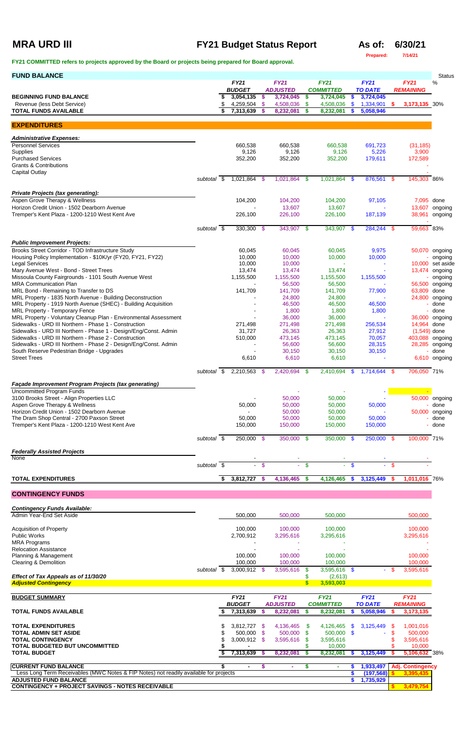# MRA URD III

## FY21 Budget Status Report

**As of: 6/30/21**

Prepared: 7/14/21

**FY21 COMMITTED refers to projects approved by the Board or projects being prepared for Board approval.**

| FUND BALANCE | FY21 BUDGET | FY21 ADJUSTED | FY21 COMMITTED | FY21 TO DATE | FY21 REMAINING | Status % |
|---|---|---|---|---|---|---|
| **BEGINNING FUND BALANCE** | $ 3,054,135 | $ 3,724,045 | $ 3,724,045 | $ 3,724,045 | | |
| Revenue (less Debt Service) | $ 4,259,504 | $ 4,508,036 | $ 4,508,036 | $ 1,334,901 | $ 3,173,135 | 30% |
| **TOTAL FUNDS AVAILABLE** | $ 7,313,639 | $ 8,232,081 | $ 8,232,081 | $ 5,058,946 | | |

## EXPENDITURES

| | FY21 BUDGET | FY21 ADJUSTED | FY21 COMMITTED | FY21 TO DATE | FY21 REMAINING | Status |
|---|---|---|---|---|---|---|
| ***Administrative Expenses:*** | | | | | | |
| Personnel Services | 660,538 | 660,538 | 660,538 | 691,723 | (31,185) | |
| Supplies | 9,126 | 9,126 | 9,126 | 5,226 | 3,900 | |
| Purchased Services | 352,200 | 352,200 | 352,200 | 179,611 | 172,589 | |
| Grants & Contributions | | | | | - | |
| Capital Outlay | | | | | - | |
| *subtotal* | $ 1,021,864 | $ 1,021,864 | $ 1,021,864 | $ 876,561 | $ 145,303 | 86% |
| ***Private Projects (tax generating):*** | | | | | | |
| Aspen Grove Therapy & Wellness | 104,200 | 104,200 | 104,200 | 97,105 | 7,095 | done |
| Horizon Credit Union - 1502 Dearborn Avenue | - | 13,607 | 13,607 | - | 13,607 | ongoing |
| Tremper's Kent Plaza - 1200-1210 West Kent Ave | 226,100 | 226,100 | 226,100 | 187,139 | 38,961 | ongoing |
| | | | | | - | |
| *subtotal* | $ 330,300 | $ 343,907 | $ 343,907 | $ 284,244 | $ 59,663 | 83% |
| ***Public Improvement Projects:*** | | | | | | |
| Brooks Street Corridor - TOD Infrastructure Study | 60,045 | 60,045 | 60,045 | 9,975 | 50,070 | ongoing |
| Housing Policy Implementation - $10K/yr (FY20, FY21, FY22) | 10,000 | 10,000 | 10,000 | 10,000 | - | ongoing |
| Legal Services | 10,000 | 10,000 | - | - | 10,000 | set aside |
| Mary Avenue West - Bond - Street Trees | 13,474 | 13,474 | 13,474 | - | 13,474 | ongoing |
| Missoula County Fairgrounds - 1101 South Avenue West | 1,155,500 | 1,155,500 | 1,155,500 | 1,155,500 | - | ongoing |
| MRA Communication Plan | - | 56,500 | 56,500 | - | 56,500 | ongoing |
| MRL Bond - Remaining to Transfer to DS | 141,709 | 141,709 | 141,709 | 77,900 | 63,809 | done |
| MRL Property - 1835 North Avenue - Building Deconstruction | - | 24,800 | 24,800 | - | 24,800 | ongoing |
| MRL Property - 1919 North Avenue (SHEC) - Building Acquisition | - | 46,500 | 46,500 | 46,500 | - | done |
| MRL Property - Temporary Fence | - | 1,800 | 1,800 | 1,800 | - | done |
| MRL Property - Voluntary Cleanup Plan - Environmental Assessment | - | 36,000 | 36,000 | - | 36,000 | ongoing |
| Sidewalks - URD III Northern - Phase 1 - Construction | 271,498 | 271,498 | 271,498 | 256,534 | 14,964 | done |
| Sidewalks - URD III Northern - Phase 1 - Design/Eng/Const. Admin | 31,727 | 26,363 | 26,363 | 27,912 | (1,549) | done |
| Sidewalks - URD III Northern - Phase 2 - Construction | 510,000 | 473,145 | 473,145 | 70,057 | 403,088 | ongoing |
| Sidewalks - URD III Northern - Phase 2 - Design/Eng/Const. Admin | - | 56,600 | 56,600 | 28,315 | 28,285 | ongoing |
| South Reserve Pedestrian Bridge - Upgrades | - | 30,150 | 30,150 | 30,150 | - | done |
| Street Trees | 6,610 | 6,610 | 6,610 | - | 6,610 | ongoing |
| *subtotal* | $ 2,210,563 | $ 2,420,694 | $ 2,410,694 | $ 1,714,644 | $ 706,050 | 71% |
| ***Façade Improvement Program Projects (tax generating)*** | | | | | | |
| Uncommitted Program Funds | | - | - | - | - | |
| 3100 Brooks Street - Align Properties LLC | - | 50,000 | 50,000 | - | 50,000 | ongoing |
| Aspen Grove Therapy & Wellness | 50,000 | 50,000 | 50,000 | 50,000 | - | done |
| Horizon Credit Union - 1502 Dearborn Avenue | - | 50,000 | 50,000 | - | 50,000 | ongoing |
| The Dram Shop Central - 2700 Paxson Street | 50,000 | 50,000 | 50,000 | 50,000 | - | done |
| Tremper's Kent Plaza - 1200-1210 West Kent Ave | 150,000 | 150,000 | 150,000 | 150,000 | - | done |
| *subtotal* | $ 250,000 | $ 350,000 | $ 350,000 | $ 250,000 | $ 100,000 | 71% |
| ***Federally Assisted Projects*** | | | | | | |
| None | - | - | - | - | - | |
| *subtotal* | $ - | $ - | $ - | $ - | $ - | |
| **TOTAL EXPENDITURES** | $ 3,812,727 | $ 4,136,465 | $ 4,126,465 | $ 3,125,449 | $ 1,011,016 | 76% |

## CONTINGENCY FUNDS

| | FY21 BUDGET | FY21 ADJUSTED | FY21 COMMITTED | FY21 TO DATE | FY21 REMAINING |
|---|---|---|---|---|---|
| ***Contingency Funds Available:*** | | | | | |
| Admin Year-End Set Aside | 500,000 | 500,000 | 500,000 | | 500,000 |
| Acquisition of Property | 100,000 | 100,000 | 100,000 | | 100,000 |
| Public Works | 2,700,912 | 3,295,616 | 3,295,616 | | 3,295,616 |
| MRA Programs | - | - | - | | - |
| Relocation Assistance | - | - | - | | - |
| Planning & Management | 100,000 | 100,000 | 100,000 | | 100,000 |
| Clearing & Demolition | 100,000 | 100,000 | 100,000 | | 100,000 |
| *subtotal* | $ 3,000,912 | $ 3,595,616 | $ 3,595,616 | $ - | $ 3,595,616 |
| ***Effect of Tax Appeals as of 11/30/20*** | | | $ (2,613) | | |
| ***Adjusted Contingency*** | | | $ 3,593,003 | | |

| BUDGET SUMMARY | FY21 BUDGET | FY21 ADJUSTED | FY21 COMMITTED | FY21 TO DATE | FY21 REMAINING | |
|---|---|---|---|---|---|---|
| **TOTAL FUNDS AVAILABLE** | $ 7,313,639 | $ 8,232,081 | $ 8,232,081 | $ 5,058,946 | $ 3,173,135 | |
| **TOTAL EXPENDITURES** | $ 3,812,727 | $ 4,136,465 | $ 4,126,465 | $ 3,125,449 | $ 1,001,016 | |
| **TOTAL ADMIN SET ASIDE** | $ 500,000 | $ 500,000 | $ 500,000 | $ - | $ 500,000 | |
| **TOTAL CONTINGENCY** | $ 3,000,912 | $ 3,595,616 | $ 3,595,616 | | $ 3,595,616 | |
| **TOTAL BUDGETED BUT UNCOMMITTED** | $ - | | $ 10,000 | | $ 10,000 | |
| **TOTAL BUDGET** | $ 7,313,639 | $ 8,232,081 | $ 8,232,081 | $ 3,125,449 | $ 5,106,632 | 38% |

| | | | | | |
|---|---|---|---|---|---|
| **CURRENT FUND BALANCE** | $ - | $ - | $ - | $ 1,933,497 | **Adj. Contingency** |
| Less Long Term Receivables (MWC Notes & FIP Notes) not readily available for projects | | | | $ (197,568) | $ 3,395,435 |
| **ADJUSTED FUND BALANCE** | | | | $ 1,735,929 | |
| **CONTINGENCY + PROJECT SAVINGS - NOTES RECEIVABLE** | | | | | $ 3,479,754 |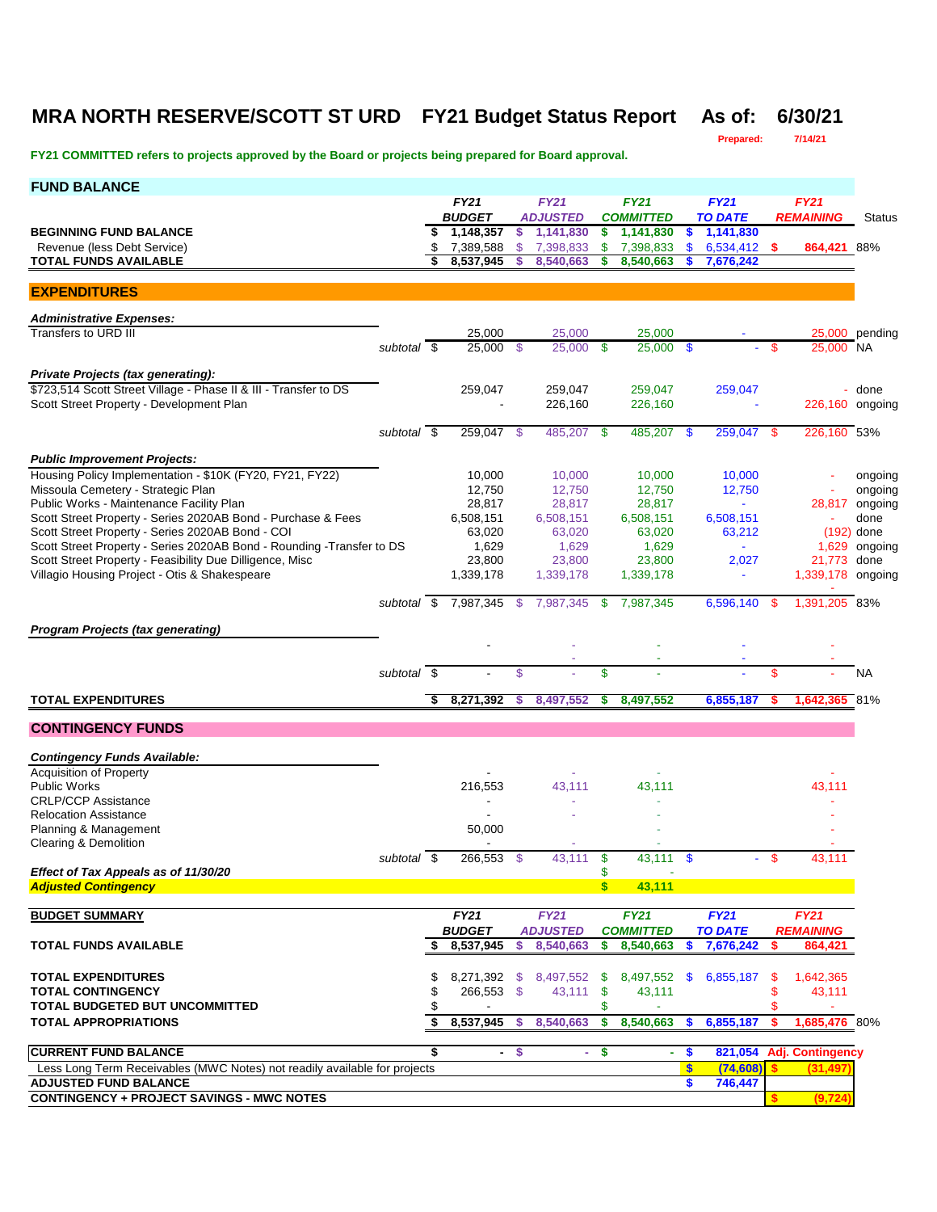# MRA NORTH RESERVE/SCOTT ST URD FY21 Budget Status Report As of: 6/30/21

Prepared: 7/14/21

**FY21 COMMITTED refers to projects approved by the Board or projects being prepared for Board approval.**

## FUND BALANCE

| | FY21 BUDGET | FY21 ADJUSTED | FY21 COMMITTED | FY21 TO DATE | FY21 REMAINING | Status |
|---|---|---|---|---|---|---|
| **BEGINNING FUND BALANCE** | $ 1,148,357 | $ 1,141,830 | $ 1,141,830 | $ 1,141,830 | | |
| Revenue (less Debt Service) | $ 7,389,588 | $ 7,398,833 | $ 7,398,833 | $ 6,534,412 | $ 864,421 | 88% |
| **TOTAL FUNDS AVAILABLE** | $ 8,537,945 | $ 8,540,663 | $ 8,540,663 | $ 7,676,242 | | |

## EXPENDITURES

| | FY21 BUDGET | FY21 ADJUSTED | FY21 COMMITTED | FY21 TO DATE | FY21 REMAINING | Status |
|---|---|---|---|---|---|---|
| ***Administrative Expenses:*** | | | | | | |
| Transfers to URD III | 25,000 | 25,000 | 25,000 | - | 25,000 | pending |
| subtotal | $ 25,000 | $ 25,000 | $ 25,000 | $ - | $ 25,000 | NA |
| ***Private Projects (tax generating):*** | | | | | | |
| $723,514 Scott Street Village - Phase II & III - Transfer to DS | 259,047 | 259,047 | 259,047 | 259,047 | - | done |
| Scott Street Property - Development Plan | - | 226,160 | 226,160 | - | 226,160 | ongoing |
| subtotal | $ 259,047 | $ 485,207 | $ 485,207 | $ 259,047 | $ 226,160 | 53% |
| ***Public Improvement Projects:*** | | | | | | |
| Housing Policy Implementation - $10K (FY20, FY21, FY22) | 10,000 | 10,000 | 10,000 | 10,000 | - | ongoing |
| Missoula Cemetery - Strategic Plan | 12,750 | 12,750 | 12,750 | 12,750 | - | ongoing |
| Public Works - Maintenance Facility Plan | 28,817 | 28,817 | 28,817 | - | 28,817 | ongoing |
| Scott Street Property - Series 2020AB Bond - Purchase & Fees | 6,508,151 | 6,508,151 | 6,508,151 | 6,508,151 | - | done |
| Scott Street Property - Series 2020AB Bond - COI | 63,020 | 63,020 | 63,020 | 63,212 | (192) | done |
| Scott Street Property - Series 2020AB Bond - Rounding -Transfer to DS | 1,629 | 1,629 | 1,629 | - | 1,629 | ongoing |
| Scott Street Property - Feasibility Due Dilligence, Misc | 23,800 | 23,800 | 23,800 | 2,027 | 21,773 | done |
| Villagio Housing Project - Otis & Shakespeare | 1,339,178 | 1,339,178 | 1,339,178 | - | 1,339,178 | ongoing |
| subtotal | $ 7,987,345 | $ 7,987,345 | $ 7,987,345 | 6,596,140 | $ 1,391,205 | 83% |
| ***Program Projects (tax generating)*** | | | | | | |
| | - | - | - | - | - | |
| subtotal | $ - | $ - | $ - | - | $ - | NA |
| **TOTAL EXPENDITURES** | $ 8,271,392 | $ 8,497,552 | $ 8,497,552 | 6,855,187 | $ 1,642,365 | 81% |

## CONTINGENCY FUNDS

| | FY21 BUDGET | FY21 ADJUSTED | FY21 COMMITTED | FY21 TO DATE | FY21 REMAINING |
|---|---|---|---|---|---|
| ***Contingency Funds Available:*** | | | | | |
| Acquisition of Property | - | - | - | | - |
| Public Works | 216,553 | 43,111 | 43,111 | | 43,111 |
| CRLP/CCP Assistance | - | - | - | | - |
| Relocation Assistance | - | - | - | | - |
| Planning & Management | 50,000 | | - | | - |
| Clearing & Demolition | - | - | - | | - |
| subtotal | $ 266,553 | $ 43,111 | $ 43,111 | $ - | $ 43,111 |
| ***Effect of Tax Appeals as of 11/30/20*** | | | $ - | | |
| ***Adjusted Contingency*** | | | $ 43,111 | | |

## BUDGET SUMMARY

| | FY21 BUDGET | FY21 ADJUSTED | FY21 COMMITTED | FY21 TO DATE | FY21 REMAINING | |
|---|---|---|---|---|---|---|
| **TOTAL FUNDS AVAILABLE** | $ 8,537,945 | $ 8,540,663 | $ 8,540,663 | $ 7,676,242 | $ 864,421 | |
| **TOTAL EXPENDITURES** | $ 8,271,392 | $ 8,497,552 | $ 8,497,552 | $ 6,855,187 | $ 1,642,365 | |
| **TOTAL CONTINGENCY** | $ 266,553 | $ 43,111 | $ 43,111 | | $ 43,111 | |
| **TOTAL BUDGETED BUT UNCOMMITTED** | $ - | | $ - | | $ - | |
| **TOTAL APPROPRIATIONS** | $ 8,537,945 | $ 8,540,663 | $ 8,540,663 | $ 6,855,187 | $ 1,685,476 | 80% |
| **CURRENT FUND BALANCE** | $ - | $ - | $ - | $ 821,054 | Adj. Contingency | |
| Less Long Term Receivables (MWC Notes) not readily available for projects | | | | $ (74,608) | $ (31,497) | |
| **ADJUSTED FUND BALANCE** | | | | $ 746,447 | | |
| **CONTINGENCY + PROJECT SAVINGS - MWC NOTES** | | | | | $ (9,724) | |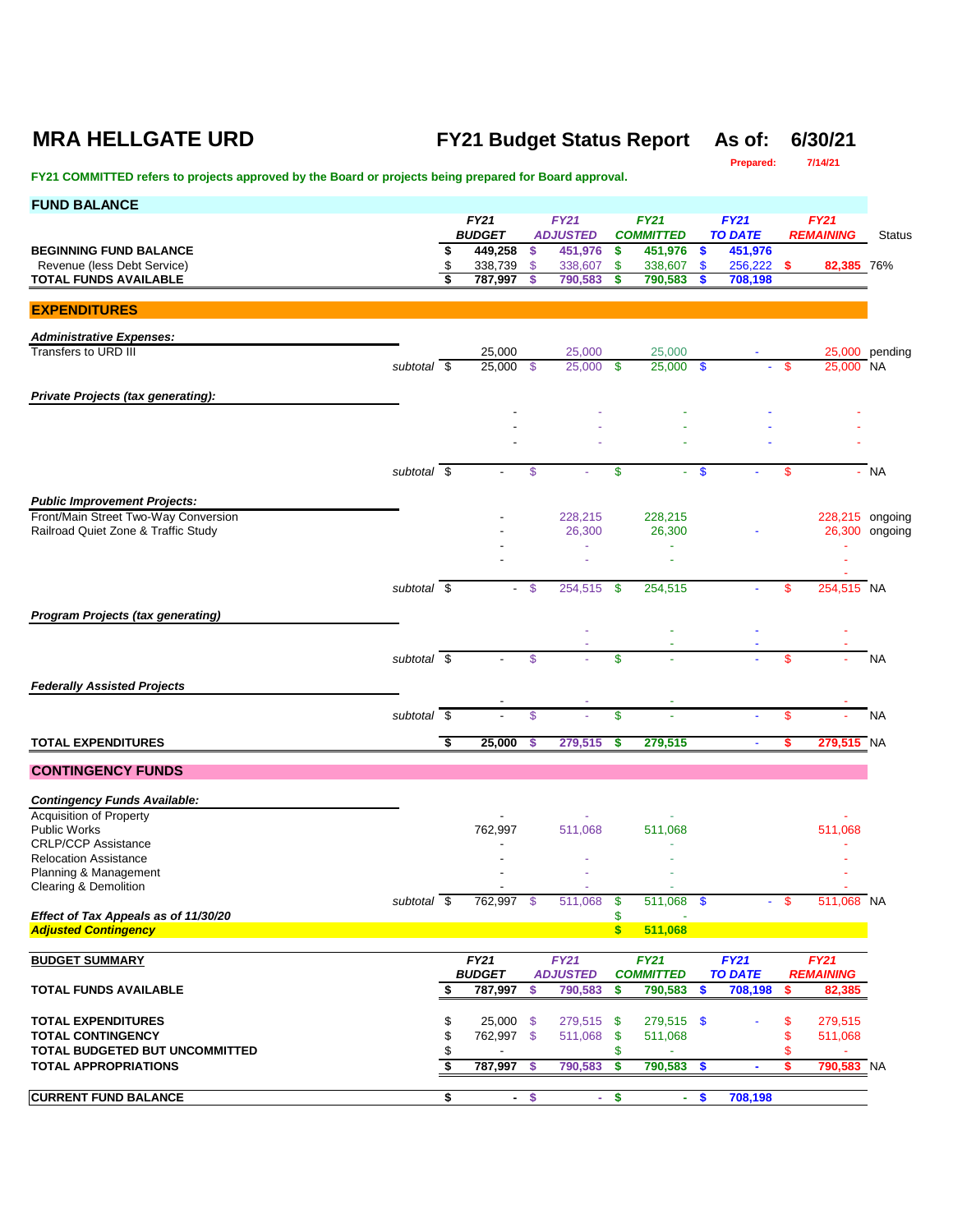# MRA HELLGATE URD

## FY21 Budget Status Report As of: 6/30/21

Prepared: 7/14/21

**FY21 COMMITTED refers to projects approved by the Board or projects being prepared for Board approval.**

## FUND BALANCE

| | FY21 BUDGET | FY21 ADJUSTED | FY21 COMMITTED | FY21 TO DATE | FY21 REMAINING | Status |
|---|---|---|---|---|---|---|
| **BEGINNING FUND BALANCE** | **$ 449,258** | **$ 451,976** | **$ 451,976** | **$ 451,976** | | |
| Revenue (less Debt Service) | $ 338,739 | $ 338,607 | $ 338,607 | $ 256,222 | **$ 82,385** | 76% |
| **TOTAL FUNDS AVAILABLE** | **$ 787,997** | **$ 790,583** | **$ 790,583** | **$ 708,198** | | |

## EXPENDITURES

| | FY21 BUDGET | FY21 ADJUSTED | FY21 COMMITTED | FY21 TO DATE | FY21 REMAINING | Status |
|---|---|---|---|---|---|---|
| ***Administrative Expenses:*** | | | | | | |
| Transfers to URD III | 25,000 | 25,000 | 25,000 | - | 25,000 | pending |
| *subtotal* | $ 25,000 | $ 25,000 | $ 25,000 | $ - | $ 25,000 | NA |
| ***Private Projects (tax generating):*** | | | | | | |
| | - | - | - | - | - | |
| | - | - | - | - | - | |
| | - | - | - | - | - | |
| *subtotal* | $ - | $ - | $ - | $ - | $ - | NA |
| ***Public Improvement Projects:*** | | | | | | |
| Front/Main Street Two-Way Conversion | - | 228,215 | 228,215 | | 228,215 | ongoing |
| Railroad Quiet Zone & Traffic Study | - | 26,300 | 26,300 | - | 26,300 | ongoing |
| | - | - | - | | - | |
| | - | - | - | | - | |
| *subtotal* | $ - | $ 254,515 | $ 254,515 | - | $ 254,515 | NA |
| ***Program Projects (tax generating)*** | | | | | | |
| | | - | - | - | - | |
| | | - | - | - | - | |
| *subtotal* | $ - | $ - | $ - | - | $ - | NA |
| ***Federally Assisted Projects*** | | | | | | |
| | - | - | - | | - | |
| *subtotal* | $ - | $ - | $ - | - | $ - | NA |
| **TOTAL EXPENDITURES** | **$ 25,000** | **$ 279,515** | **$ 279,515** | **-** | **$ 279,515** | NA |

## CONTINGENCY FUNDS

| | FY21 BUDGET | FY21 ADJUSTED | FY21 COMMITTED | FY21 TO DATE | FY21 REMAINING | Status |
|---|---|---|---|---|---|---|
| ***Contingency Funds Available:*** | | | | | | |
| Acquisition of Property | - | - | - | | - | |
| Public Works | 762,997 | 511,068 | 511,068 | | 511,068 | |
| CRLP/CCP Assistance | - | | - | | - | |
| Relocation Assistance | - | - | - | | - | |
| Planning & Management | - | - | - | | - | |
| Clearing & Demolition | - | - | - | | - | |
| *subtotal* | $ 762,997 | $ 511,068 | $ 511,068 | $ - | $ 511,068 | NA |
| ***Effect of Tax Appeals as of 11/30/20*** | | | $ - | | | |
| ***Adjusted Contingency*** | | | **$ 511,068** | | | |

## BUDGET SUMMARY

| | FY21 BUDGET | FY21 ADJUSTED | FY21 COMMITTED | FY21 TO DATE | FY21 REMAINING | |
|---|---|---|---|---|---|---|
| **TOTAL FUNDS AVAILABLE** | **$ 787,997** | **$ 790,583** | **$ 790,583** | **$ 708,198** | **$ 82,385** | |
| **TOTAL EXPENDITURES** | $ 25,000 | $ 279,515 | $ 279,515 | $ - | $ 279,515 | |
| **TOTAL CONTINGENCY** | $ 762,997 | $ 511,068 | $ 511,068 | | $ 511,068 | |
| **TOTAL BUDGETED BUT UNCOMMITTED** | $ - | | $ - | | $ - | |
| **TOTAL APPROPRIATIONS** | **$ 787,997** | **$ 790,583** | **$ 790,583** | **$ -** | **$ 790,583** | NA |
| **CURRENT FUND BALANCE** | **$ -** | **$ -** | **$ -** | **$ 708,198** | | |